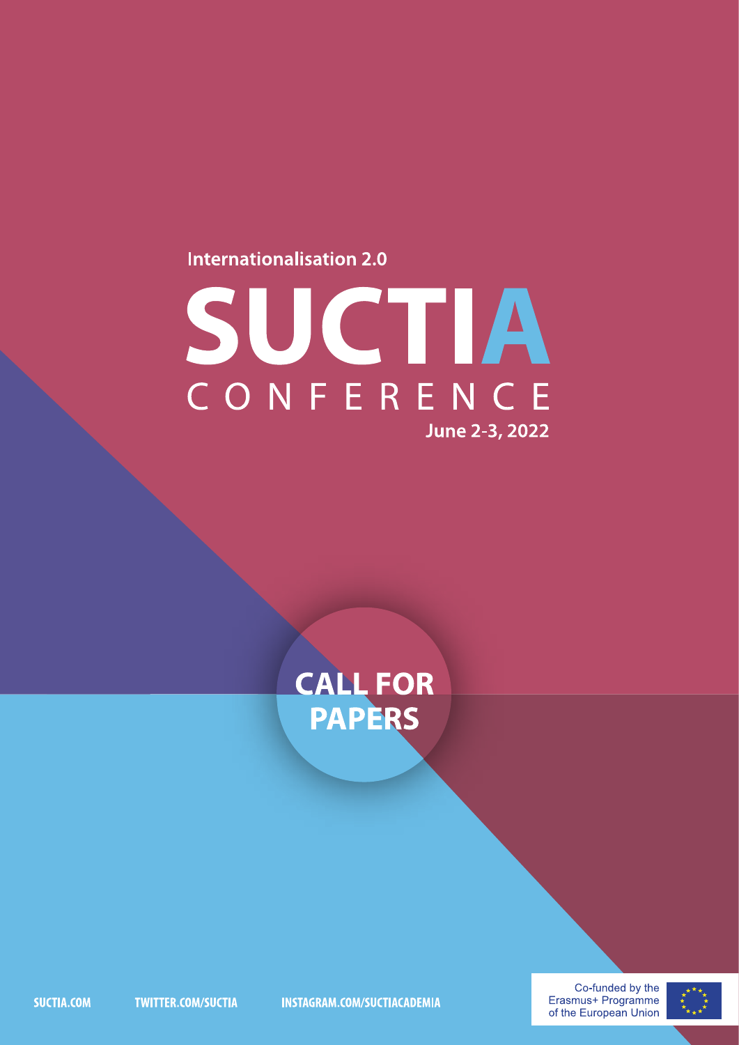Internationalisation 2.0

# SUCTIA CONFERENCE

**June 2-3, 2022**

## CALL FOR PAPERS

SUCTIA.COM

TWITTER.COM/SUCTIA

INSTAGRAM.COM/SUCTIACADEMIA

Co-funded by the Erasmus+ Programme of the European Union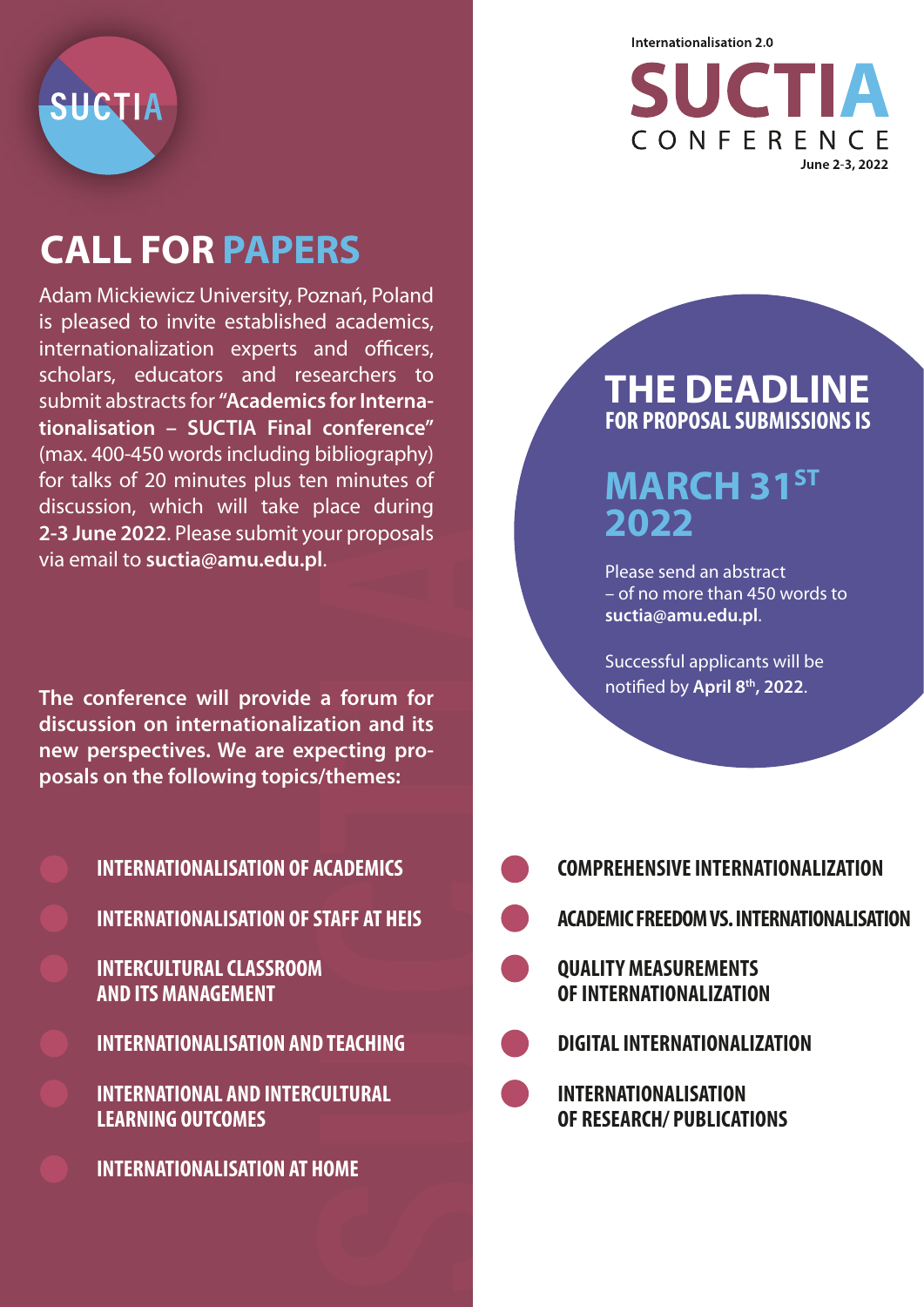SUCTIA

Internationalisation 2.0

# SUCTIA CONFERENCE

June 2-3, 2022

# CALL FOR PAPERS

Adam Mickiewicz University, Poznań, Poland is pleased to invite established academics, internationalization experts and officers, scholars, educators and researchers to submit abstracts for **"Academics for Internationalisation – SUCTIA Final conference"** (max. 400-450 words including bibliography) for talks of 20 minutes plus ten minutes of discussion, which will take place during **2-3 June 2022**. Please submit your proposals via email to **suctia@amu.edu.pl**.

## THE DEADLINE FOR PROPOSAL SUBMISSIONS IS

## MARCH 31ST 2022

Please send an abstract – of no more than 450 words to **suctia@amu.edu.pl**.

Successful applicants will be notified by **April 8th, 2022**.

**The conference will provide a forum for discussion on internationalization and its new perspectives. We are expecting proposals on the following topics/themes:**

- INTERNATIONALISATION OF ACADEMICS
- INTERNATIONALISATION OF STAFF AT HEIS
- INTERCULTURAL CLASSROOM AND ITS MANAGEMENT
- INTERNATIONALISATION AND TEACHING
- INTERNATIONAL AND INTERCULTURAL LEARNING OUTCOMES
- INTERNATIONALISATION AT HOME
- COMPREHENSIVE INTERNATIONALIZATION
- ACADEMIC FREEDOM VS. INTERNATIONALISATION
- QUALITY MEASUREMENTS OF INTERNATIONALIZATION
- DIGITAL INTERNATIONALIZATION
- INTERNATIONALISATION OF RESEARCH/ PUBLICATIONS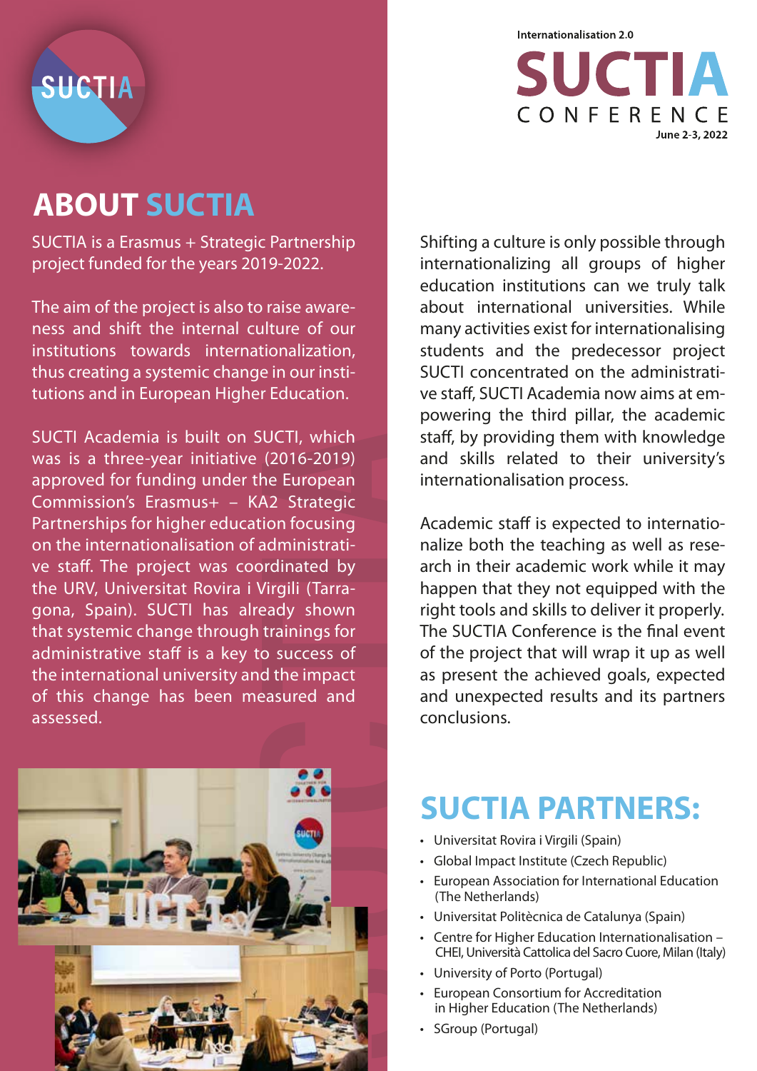SUCTIA

Internationalisation 2.0

# SUCTIA CONFERENCE

June 2-3, 2022

## ABOUT SUCTIA

SUCTIA is a Erasmus + Strategic Partnership project funded for the years 2019-2022.

The aim of the project is also to raise awareness and shift the internal culture of our institutions towards internationalization, thus creating a systemic change in our institutions and in European Higher Education.

SUCTI Academia is built on SUCTI, which was is a three-year initiative (2016-2019) approved for funding under the European Commission's Erasmus+ – KA2 Strategic Partnerships for higher education focusing on the internationalisation of administrative staff. The project was coordinated by the URV, Universitat Rovira i Virgili (Tarragona, Spain). SUCTI has already shown that systemic change through trainings for administrative staff is a key to success of the international university and the impact of this change has been measured and assessed.

Shifting a culture is only possible through internationalizing all groups of higher education institutions can we truly talk about international universities. While many activities exist for internationalising students and the predecessor project SUCTI concentrated on the administrative staff, SUCTI Academia now aims at empowering the third pillar, the academic staff, by providing them with knowledge and skills related to their university's internationalisation process.

Academic staff is expected to internationalize both the teaching as well as research in their academic work while it may happen that they not equipped with the right tools and skills to deliver it properly. The SUCTIA Conference is the final event of the project that will wrap it up as well as present the achieved goals, expected and unexpected results and its partners conclusions.

## SUCTIA PARTNERS:

- Universitat Rovira i Virgili (Spain)
- Global Impact Institute (Czech Republic)
- European Association for International Education (The Netherlands)
- Universitat Politècnica de Catalunya (Spain)
- Centre for Higher Education Internationalisation – CHEI, Università Cattolica del Sacro Cuore, Milan (Italy)
- University of Porto (Portugal)
- European Consortium for Accreditation in Higher Education (The Netherlands)
- SGroup (Portugal)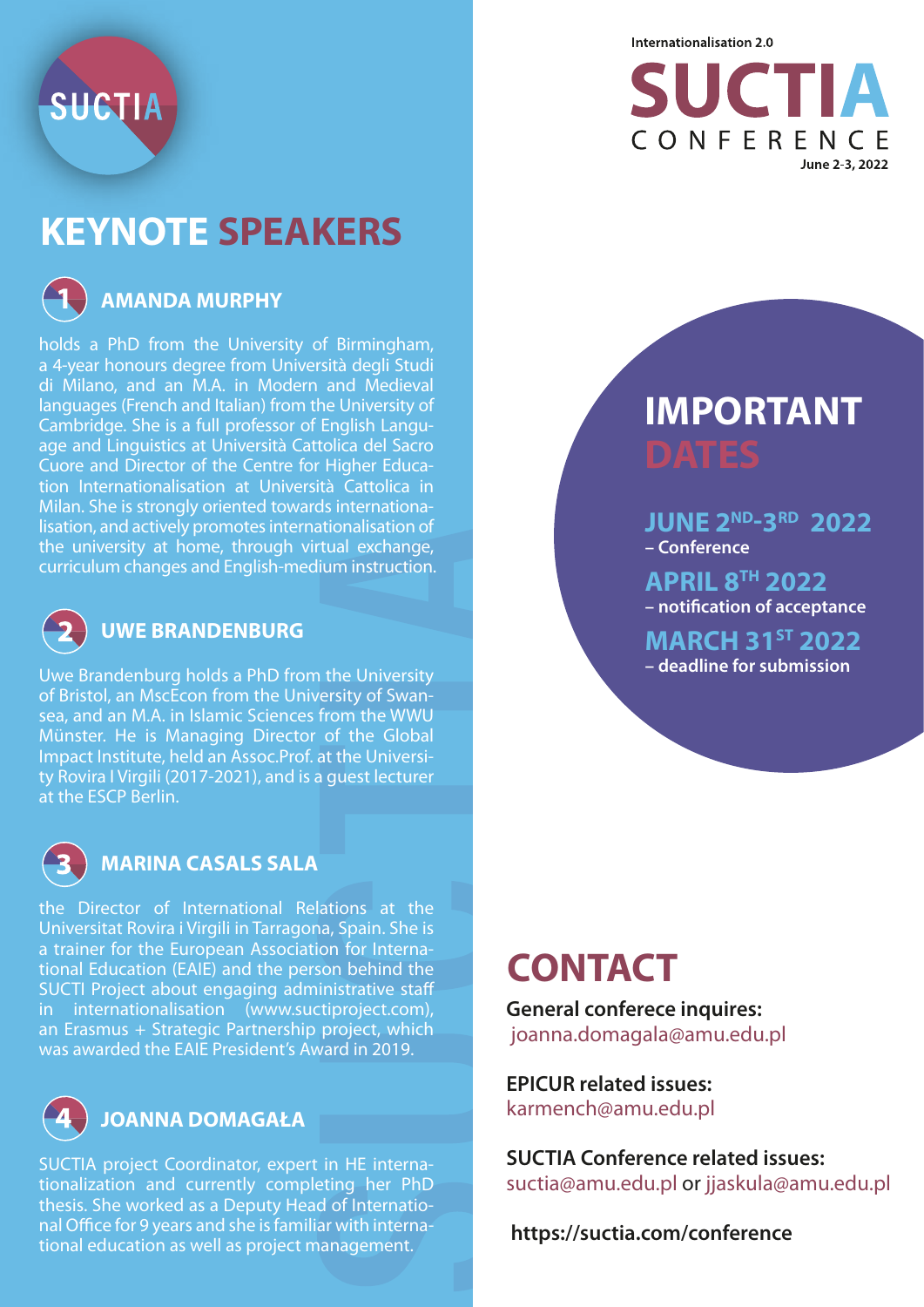# KEYNOTE SPEAKERS

## 1 AMANDA MURPHY

holds a PhD from the University of Birmingham, a 4-year honours degree from Università degli Studi di Milano, and an M.A. in Modern and Medieval languages (French and Italian) from the University of Cambridge. She is a full professor of English Language and Linguistics at Università Cattolica del Sacro Cuore and Director of the Centre for Higher Education Internationalisation at Università Cattolica in Milan. She is strongly oriented towards internationalisation, and actively promotes internationalisation of the university at home, through virtual exchange, curriculum changes and English-medium instruction.

## 2 UWE BRANDENBURG

Uwe Brandenburg holds a PhD from the University of Bristol, an MscEcon from the University of Swansea, and an M.A. in Islamic Sciences from the WWU Münster. He is Managing Director of the Global Impact Institute, held an Assoc.Prof. at the University Rovira I Virgili (2017-2021), and is a guest lecturer at the ESCP Berlin.

## 3 MARINA CASALS SALA

the Director of International Relations at the Universitat Rovira i Virgili in Tarragona, Spain. She is a trainer for the European Association for International Education (EAIE) and the person behind the SUCTI Project about engaging administrative staff in internationalisation (www.suctiproject.com), an Erasmus + Strategic Partnership project, which was awarded the EAIE President's Award in 2019.

## 4 JOANNA DOMAGAŁA

SUCTIA project Coordinator, expert in HE internationalization and currently completing her PhD thesis. She worked as a Deputy Head of International Office for 9 years and she is familiar with international education as well as project management.

Internationalisation 2.0

# SUCTIA CONFERENCE

June 2-3, 2022

# IMPORTANT DATES

**JUNE 2ND-3RD 2022**
– Conference

**APRIL 8TH 2022**
– notification of acceptance

**MARCH 31ST 2022**
– deadline for submission

# CONTACT

**General conferece inquires:**
joanna.domagala@amu.edu.pl

**EPICUR related issues:**
karmench@amu.edu.pl

**SUCTIA Conference related issues:**
suctia@amu.edu.pl or jjaskula@amu.edu.pl

**https://suctia.com/conference**